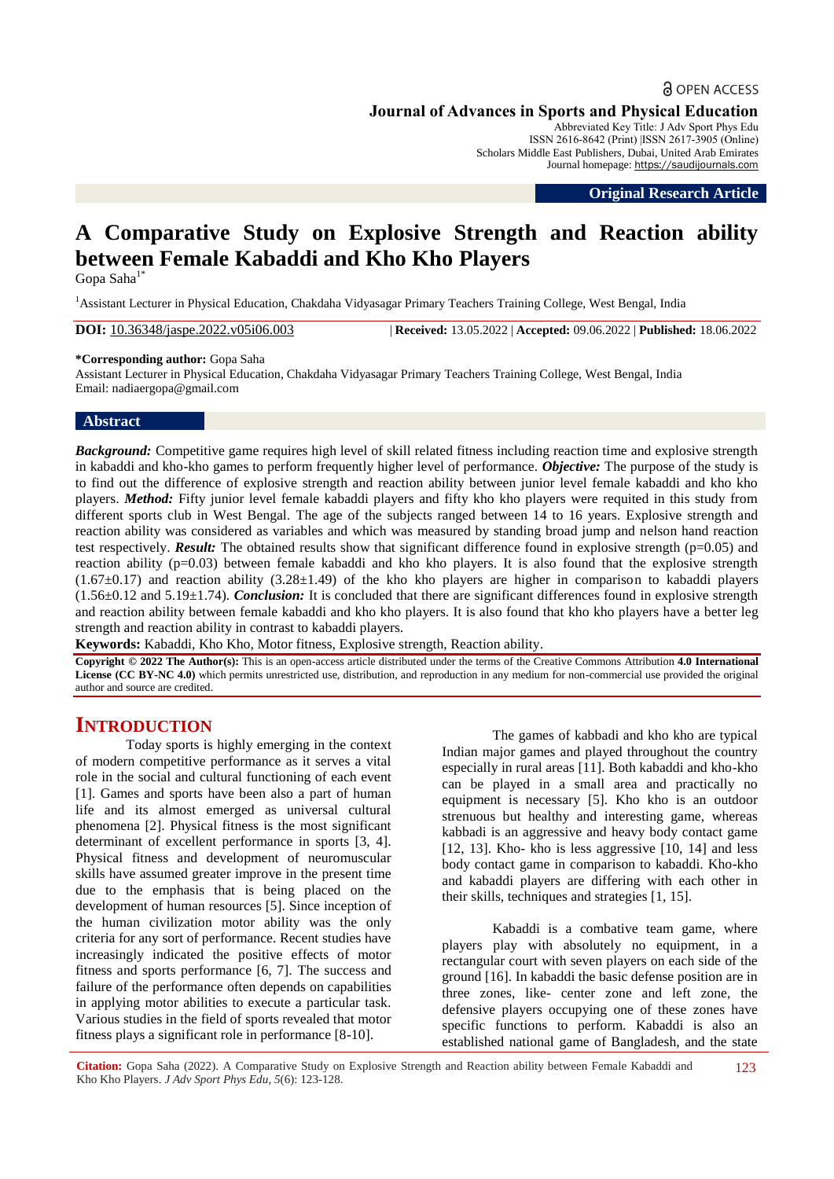Journal of Advances in Sports and Physical Education

Abbreviated Key Title: J Adv Sport Phys Edu
ISSN 2616-8642 (Print) |ISSN 2617-3905 (Online)
Scholars Middle East Publishers, Dubai, United Arab Emirates
Journal homepage: https://saudijournals.com

**Original Research Article**

# A Comparative Study on Explosive Strength and Reaction ability between Female Kabaddi and Kho Kho Players

Gopa Saha[1*]

[1]Assistant Lecturer in Physical Education, Chakdaha Vidyasagar Primary Teachers Training College, West Bengal, India

**DOI:** 10.36348/jaspe.2022.v05i06.003 | **Received:** 13.05.2022 | **Accepted:** 09.06.2022 | **Published:** 18.06.2022

**\*Corresponding author:** Gopa Saha
Assistant Lecturer in Physical Education, Chakdaha Vidyasagar Primary Teachers Training College, West Bengal, India
Email: nadiaergopa@gmail.com

## Abstract

***Background:*** Competitive game requires high level of skill related fitness including reaction time and explosive strength in kabaddi and kho-kho games to perform frequently higher level of performance. ***Objective:*** The purpose of the study is to find out the difference of explosive strength and reaction ability between junior level female kabaddi and kho kho players. ***Method:*** Fifty junior level female kabaddi players and fifty kho kho players were requited in this study from different sports club in West Bengal. The age of the subjects ranged between 14 to 16 years. Explosive strength and reaction ability was considered as variables and which was measured by standing broad jump and nelson hand reaction test respectively. ***Result:*** The obtained results show that significant difference found in explosive strength ($p=0.05$) and reaction ability ($p=0.03$) between female kabaddi and kho kho players. It is also found that the explosive strength ($1.67 \pm 0.17$) and reaction ability ($3.28 \pm 1.49$) of the kho kho players are higher in comparison to kabaddi players ($1.56 \pm 0.12$ and $5.19 \pm 1.74$). ***Conclusion:*** It is concluded that there are significant differences found in explosive strength and reaction ability between female kabaddi and kho kho players. It is also found that kho kho players have a better leg strength and reaction ability in contrast to kabaddi players.

**Keywords:** Kabaddi, Kho Kho, Motor fitness, Explosive strength, Reaction ability.

**Copyright © 2022 The Author(s):** This is an open-access article distributed under the terms of the Creative Commons Attribution **4.0 International License (CC BY-NC 4.0)** which permits unrestricted use, distribution, and reproduction in any medium for non-commercial use provided the original author and source are credited.

## INTRODUCTION

Today sports is highly emerging in the context of modern competitive performance as it serves a vital role in the social and cultural functioning of each event [1]. Games and sports have been also a part of human life and its almost emerged as universal cultural phenomena [2]. Physical fitness is the most significant determinant of excellent performance in sports [3, 4]. Physical fitness and development of neuromuscular skills have assumed greater improve in the present time due to the emphasis that is being placed on the development of human resources [5]. Since inception of the human civilization motor ability was the only criteria for any sort of performance. Recent studies have increasingly indicated the positive effects of motor fitness and sports performance [6, 7]. The success and failure of the performance often depends on capabilities in applying motor abilities to execute a particular task. Various studies in the field of sports revealed that motor fitness plays a significant role in performance [8-10].

The games of kabbadi and kho kho are typical Indian major games and played throughout the country especially in rural areas [11]. Both kabaddi and kho-kho can be played in a small area and practically no equipment is necessary [5]. Kho kho is an outdoor strenuous but healthy and interesting game, whereas kabbadi is an aggressive and heavy body contact game [12, 13]. Kho- kho is less aggressive [10, 14] and less body contact game in comparison to kabaddi. Kho-kho and kabaddi players are differing with each other in their skills, techniques and strategies [1, 15].

Kabaddi is a combative team game, where players play with absolutely no equipment, in a rectangular court with seven players on each side of the ground [16]. In kabaddi the basic defense position are in three zones, like- center zone and left zone, the defensive players occupying one of these zones have specific functions to perform. Kabaddi is also an established national game of Bangladesh, and the state

**Citation:** Gopa Saha (2022). A Comparative Study on Explosive Strength and Reaction ability between Female Kabaddi and Kho Kho Players. *J Adv Sport Phys Edu, 5*(6): 123-128.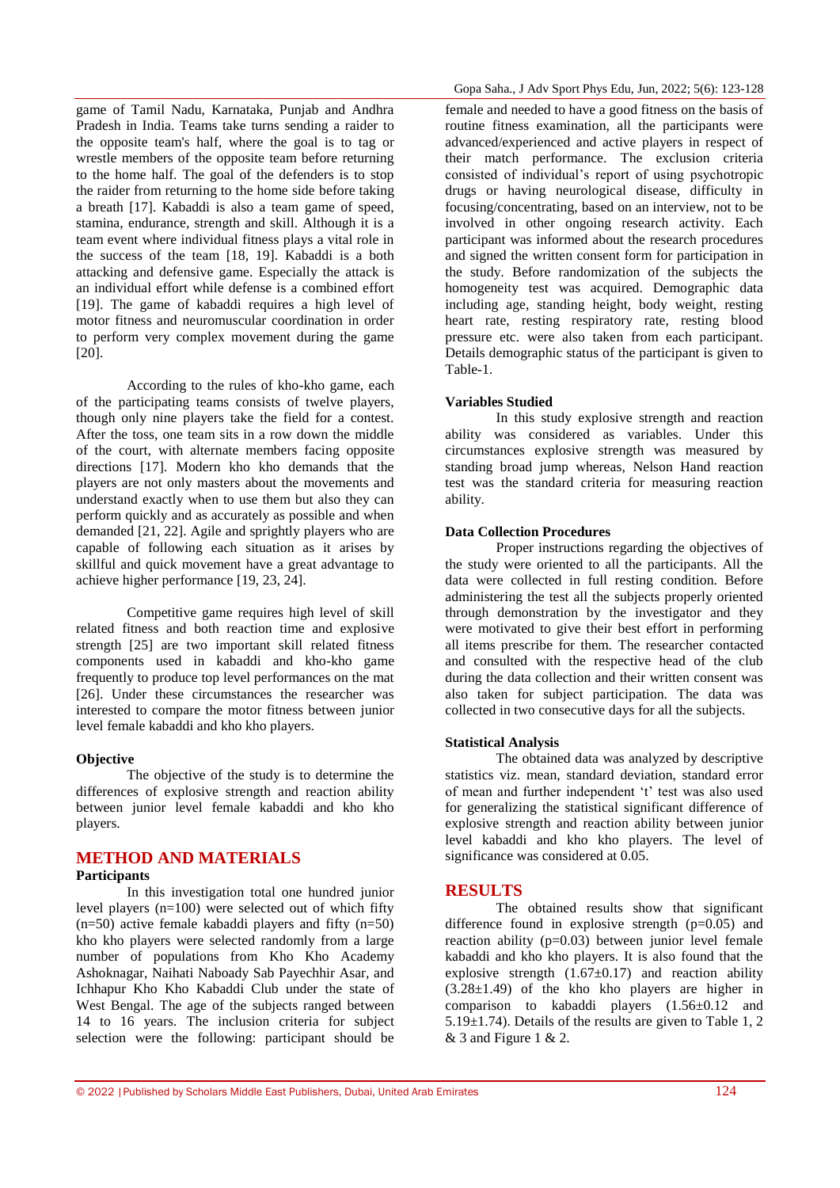game of Tamil Nadu, Karnataka, Punjab and Andhra Pradesh in India. Teams take turns sending a raider to the opposite team's half, where the goal is to tag or wrestle members of the opposite team before returning to the home half. The goal of the defenders is to stop the raider from returning to the home side before taking a breath [17]. Kabaddi is also a team game of speed, stamina, endurance, strength and skill. Although it is a team event where individual fitness plays a vital role in the success of the team [18, 19]. Kabaddi is a both attacking and defensive game. Especially the attack is an individual effort while defense is a combined effort [19]. The game of kabaddi requires a high level of motor fitness and neuromuscular coordination in order to perform very complex movement during the game [20].

According to the rules of kho-kho game, each of the participating teams consists of twelve players, though only nine players take the field for a contest. After the toss, one team sits in a row down the middle of the court, with alternate members facing opposite directions [17]. Modern kho kho demands that the players are not only masters about the movements and understand exactly when to use them but also they can perform quickly and as accurately as possible and when demanded [21, 22]. Agile and sprightly players who are capable of following each situation as it arises by skillful and quick movement have a great advantage to achieve higher performance [19, 23, 24].

Competitive game requires high level of skill related fitness and both reaction time and explosive strength [25] are two important skill related fitness components used in kabaddi and kho-kho game frequently to produce top level performances on the mat [26]. Under these circumstances the researcher was interested to compare the motor fitness between junior level female kabaddi and kho kho players.

### Objective

The objective of the study is to determine the differences of explosive strength and reaction ability between junior level female kabaddi and kho kho players.

## METHOD AND MATERIALS

### Participants

In this investigation total one hundred junior level players (n=100) were selected out of which fifty (n=50) active female kabaddi players and fifty (n=50) kho kho players were selected randomly from a large number of populations from Kho Kho Academy Ashoknagar, Naihati Naboady Sab Payechhir Asar, and Ichhapur Kho Kho Kabaddi Club under the state of West Bengal. The age of the subjects ranged between 14 to 16 years. The inclusion criteria for subject selection were the following: participant should be female and needed to have a good fitness on the basis of routine fitness examination, all the participants were advanced/experienced and active players in respect of their match performance. The exclusion criteria consisted of individual's report of using psychotropic drugs or having neurological disease, difficulty in focusing/concentrating, based on an interview, not to be involved in other ongoing research activity. Each participant was informed about the research procedures and signed the written consent form for participation in the study. Before randomization of the subjects the homogeneity test was acquired. Demographic data including age, standing height, body weight, resting heart rate, resting respiratory rate, resting blood pressure etc. were also taken from each participant. Details demographic status of the participant is given to Table-1.

### Variables Studied

In this study explosive strength and reaction ability was considered as variables. Under this circumstances explosive strength was measured by standing broad jump whereas, Nelson Hand reaction test was the standard criteria for measuring reaction ability.

### Data Collection Procedures

Proper instructions regarding the objectives of the study were oriented to all the participants. All the data were collected in full resting condition. Before administering the test all the subjects properly oriented through demonstration by the investigator and they were motivated to give their best effort in performing all items prescribe for them. The researcher contacted and consulted with the respective head of the club during the data collection and their written consent was also taken for subject participation. The data was collected in two consecutive days for all the subjects.

### Statistical Analysis

The obtained data was analyzed by descriptive statistics viz. mean, standard deviation, standard error of mean and further independent 't' test was also used for generalizing the statistical significant difference of explosive strength and reaction ability between junior level kabaddi and kho kho players. The level of significance was considered at 0.05.

## RESULTS

The obtained results show that significant difference found in explosive strength (p=0.05) and reaction ability (p=0.03) between junior level female kabaddi and kho kho players. It is also found that the explosive strength (1.67±0.17) and reaction ability (3.28±1.49) of the kho kho players are higher in comparison to kabaddi players (1.56±0.12 and 5.19±1.74). Details of the results are given to Table 1, 2 & 3 and Figure 1 & 2.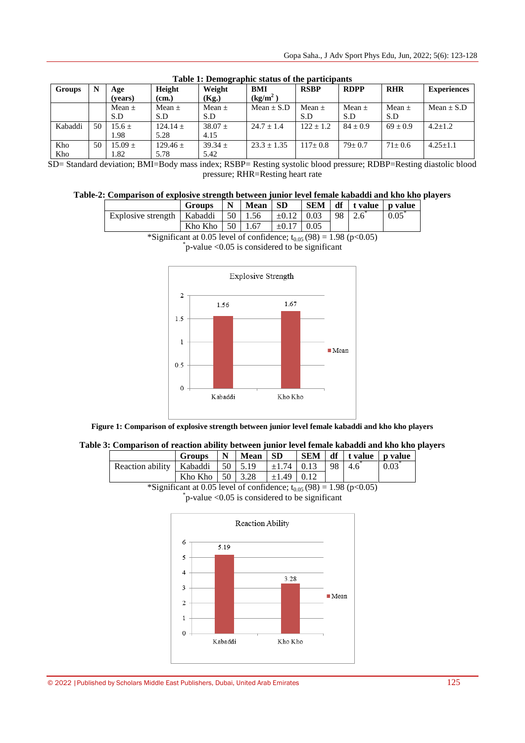**Table 1: Demographic status of the participants**

| Groups | N | Age (years) | Height (cm.) | Weight (Kg.) | BMI ($kg/m^2$) | RSBP | RDPP | RHR | Experiences |
|---|---|---|---|---|---|---|---|---|---|
| | | Mean ± S.D | Mean ± S.D | Mean ± S.D | Mean ± S.D | Mean ± S.D | Mean ± S.D | Mean ± S.D | Mean ± S.D |
| Kabaddi | 50 | 15.6 ± 1.98 | 124.14 ± 5.28 | 38.07 ± 4.15 | 24.7 ± 1.4 | 122 ± 1.2 | 84 ± 0.9 | 69 ± 0.9 | 4.2±1.2 |
| Kho Kho | 50 | 15.09 ± 1.82 | 129.46 ± 5.78 | 39.34 ± 5.42 | 23.3 ± 1.35 | 117± 0.8 | 79± 0.7 | 71± 0.6 | 4.25±1.1 |

SD= Standard deviation; BMI=Body mass index; RSBP= Resting systolic blood pressure; RDBP=Resting diastolic blood pressure; RHR=Resting heart rate

**Table-2: Comparison of explosive strength between junior level female kabaddi and kho kho players**

| | Groups | N | Mean | SD | SEM | df | t value | p value |
|---|---|---|---|---|---|---|---|---|
| Explosive strength | Kabaddi | 50 | 1.56 | ±0.12 | 0.03 | 98 | 2.6* | 0.05* |
| | Kho Kho | 50 | 1.67 | ±0.17 | 0.05 | | | |

*Significant at 0.05 level of confidence; $t_{0.05}(98) = 1.98$ ($p<0.05$)

*p-value <0.05 is considered to be significant

**Figure 1: Comparison of explosive strength between junior level female kabaddi and kho kho players**

**Table 3: Comparison of reaction ability between junior level female kabaddi and kho kho players**

| | Groups | N | Mean | SD | SEM | df | t value | p value |
|---|---|---|---|---|---|---|---|---|
| Reaction ability | Kabaddi | 50 | 5.19 | ±1.74 | 0.13 | 98 | 4.6* | 0.03* |
| | Kho Kho | 50 | 3.28 | ±1.49 | 0.12 | | | |

*Significant at 0.05 level of confidence; $t_{0.05}(98) = 1.98$ ($p<0.05$)

*p-value <0.05 is considered to be significant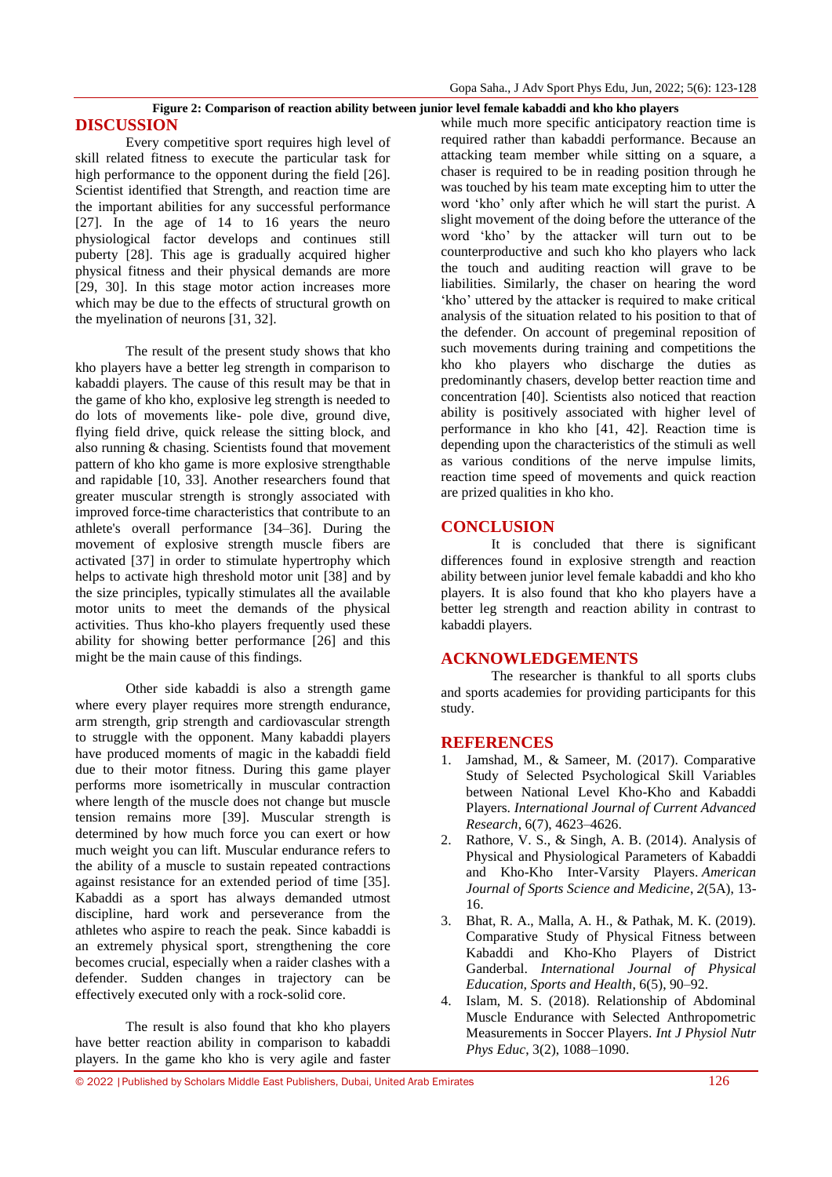**Figure 2: Comparison of reaction ability between junior level female kabaddi and kho kho players**

## DISCUSSION

Every competitive sport requires high level of skill related fitness to execute the particular task for high performance to the opponent during the field [26]. Scientist identified that Strength, and reaction time are the important abilities for any successful performance [27]. In the age of 14 to 16 years the neuro physiological factor develops and continues still puberty [28]. This age is gradually acquired higher physical fitness and their physical demands are more [29, 30]. In this stage motor action increases more which may be due to the effects of structural growth on the myelination of neurons [31, 32].

The result of the present study shows that kho kho players have a better leg strength in comparison to kabaddi players. The cause of this result may be that in the game of kho kho, explosive leg strength is needed to do lots of movements like- pole dive, ground dive, flying field drive, quick release the sitting block, and also running & chasing. Scientists found that movement pattern of kho kho game is more explosive strengthable and rapidable [10, 33]. Another researchers found that greater muscular strength is strongly associated with improved force-time characteristics that contribute to an athlete's overall performance [34–36]. During the movement of explosive strength muscle fibers are activated [37] in order to stimulate hypertrophy which helps to activate high threshold motor unit [38] and by the size principles, typically stimulates all the available motor units to meet the demands of the physical activities. Thus kho-kho players frequently used these ability for showing better performance [26] and this might be the main cause of this findings.

Other side kabaddi is also a strength game where every player requires more strength endurance, arm strength, grip strength and cardiovascular strength to struggle with the opponent. Many kabaddi players have produced moments of magic in the kabaddi field due to their motor fitness. During this game player performs more isometrically in muscular contraction where length of the muscle does not change but muscle tension remains more [39]. Muscular strength is determined by how much force you can exert or how much weight you can lift. Muscular endurance refers to the ability of a muscle to sustain repeated contractions against resistance for an extended period of time [35]. Kabaddi as a sport has always demanded utmost discipline, hard work and perseverance from the athletes who aspire to reach the peak. Since kabaddi is an extremely physical sport, strengthening the core becomes crucial, especially when a raider clashes with a defender. Sudden changes in trajectory can be effectively executed only with a rock-solid core.

The result is also found that kho kho players have better reaction ability in comparison to kabaddi players. In the game kho kho is very agile and faster while much more specific anticipatory reaction time is required rather than kabaddi performance. Because an attacking team member while sitting on a square, a chaser is required to be in reading position through he was touched by his team mate excepting him to utter the word 'kho' only after which he will start the purist. A slight movement of the doing before the utterance of the word 'kho' by the attacker will turn out to be counterproductive and such kho kho players who lack the touch and auditing reaction will grave to be liabilities. Similarly, the chaser on hearing the word 'kho' uttered by the attacker is required to make critical analysis of the situation related to his position to that of the defender. On account of pregeminal reposition of such movements during training and competitions the kho kho players who discharge the duties as predominantly chasers, develop better reaction time and concentration [40]. Scientists also noticed that reaction ability is positively associated with higher level of performance in kho kho [41, 42]. Reaction time is depending upon the characteristics of the stimuli as well as various conditions of the nerve impulse limits, reaction time speed of movements and quick reaction are prized qualities in kho kho.

## CONCLUSION

It is concluded that there is significant differences found in explosive strength and reaction ability between junior level female kabaddi and kho kho players. It is also found that kho kho players have a better leg strength and reaction ability in contrast to kabaddi players.

## ACKNOWLEDGEMENTS

The researcher is thankful to all sports clubs and sports academies for providing participants for this study.

## REFERENCES

1. Jamshad, M., & Sameer, M. (2017). Comparative Study of Selected Psychological Skill Variables between National Level Kho-Kho and Kabaddi Players. *International Journal of Current Advanced Research*, 6(7), 4623–4626.
2. Rathore, V. S., & Singh, A. B. (2014). Analysis of Physical and Physiological Parameters of Kabaddi and Kho-Kho Inter-Varsity Players. *American Journal of Sports Science and Medicine*, *2*(5A), 13-16.
3. Bhat, R. A., Malla, A. H., & Pathak, M. K. (2019). Comparative Study of Physical Fitness between Kabaddi and Kho-Kho Players of District Ganderbal. *International Journal of Physical Education, Sports and Health*, 6(5), 90–92.
4. Islam, M. S. (2018). Relationship of Abdominal Muscle Endurance with Selected Anthropometric Measurements in Soccer Players. *Int J Physiol Nutr Phys Educ*, 3(2), 1088–1090.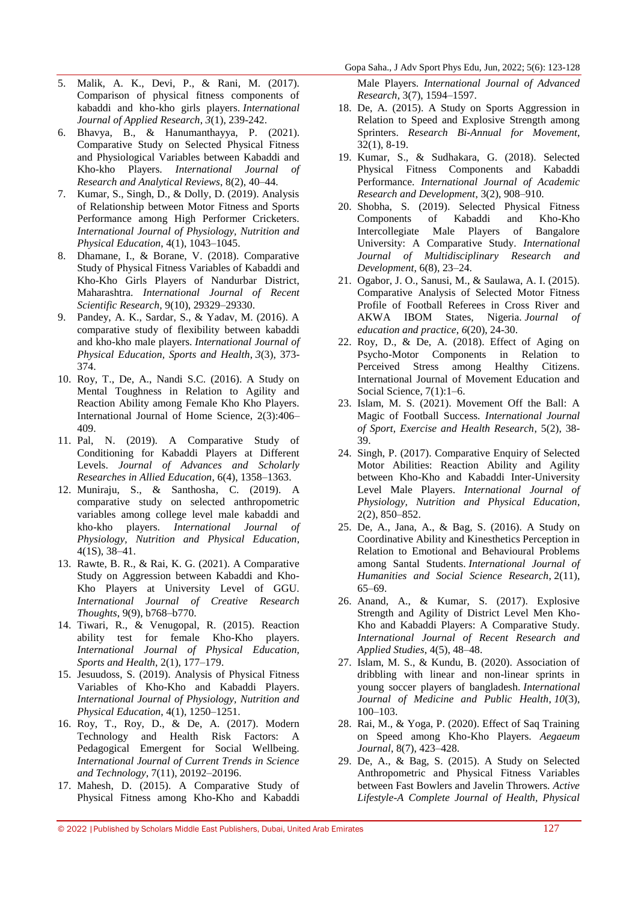5. Malik, A. K., Devi, P., & Rani, M. (2017). Comparison of physical fitness components of kabaddi and kho-kho girls players. *International Journal of Applied Research*, *3*(1), 239-242.
6. Bhavya, B., & Hanumanthayya, P. (2021). Comparative Study on Selected Physical Fitness and Physiological Variables between Kabaddi and Kho-kho Players. *International Journal of Research and Analytical Reviews*, 8(2), 40–44.
7. Kumar, S., Singh, D., & Dolly, D. (2019). Analysis of Relationship between Motor Fitness and Sports Performance among High Performer Cricketers. *International Journal of Physiology, Nutrition and Physical Education*, 4(1), 1043–1045.
8. Dhamane, I., & Borane, V. (2018). Comparative Study of Physical Fitness Variables of Kabaddi and Kho-Kho Girls Players of Nandurbar District, Maharashtra. *International Journal of Recent Scientific Research*, 9(10), 29329–29330.
9. Pandey, A. K., Sardar, S., & Yadav, M. (2016). A comparative study of flexibility between kabaddi and kho-kho male players. *International Journal of Physical Education, Sports and Health*, *3*(3), 373-374.
10. Roy, T., De, A., Nandi S.C. (2016). A Study on Mental Toughness in Relation to Agility and Reaction Ability among Female Kho Kho Players. International Journal of Home Science, 2(3):406–409.
11. Pal, N. (2019). A Comparative Study of Conditioning for Kabaddi Players at Different Levels. *Journal of Advances and Scholarly Researches in Allied Education*, 6(4), 1358–1363.
12. Muniraju, S., & Santhosha, C. (2019). A comparative study on selected anthropometric variables among college level male kabaddi and kho-kho players. *International Journal of Physiology, Nutrition and Physical Education*, 4(1S), 38–41.
13. Rawte, B. R., & Rai, K. G. (2021). A Comparative Study on Aggression between Kabaddi and Kho-Kho Players at University Level of GGU. *International Journal of Creative Research Thoughts*, 9(9), b768–b770.
14. Tiwari, R., & Venugopal, R. (2015). Reaction ability test for female Kho-Kho players. *International Journal of Physical Education, Sports and Health*, 2(1), 177–179.
15. Jesuudoss, S. (2019). Analysis of Physical Fitness Variables of Kho-Kho and Kabaddi Players. *International Journal of Physiology, Nutrition and Physical Education*, 4(1), 1250–1251.
16. Roy, T., Roy, D., & De, A. (2017). Modern Technology and Health Risk Factors: A Pedagogical Emergent for Social Wellbeing. *International Journal of Current Trends in Science and Technology*, 7(11), 20192–20196.
17. Mahesh, D. (2015). A Comparative Study of Physical Fitness among Kho-Kho and Kabaddi Male Players. *International Journal of Advanced Research*, 3(7), 1594–1597.
18. De, A. (2015). A Study on Sports Aggression in Relation to Speed and Explosive Strength among Sprinters. *Research Bi-Annual for Movement*, 32(1), 8-19.
19. Kumar, S., & Sudhakara, G. (2018). Selected Physical Fitness Components and Kabaddi Performance. *International Journal of Academic Research and Development*, 3(2), 908–910.
20. Shobha, S. (2019). Selected Physical Fitness Components of Kabaddi and Kho-Kho Intercollegiate Male Players of Bangalore University: A Comparative Study. *International Journal of Multidisciplinary Research and Development*, 6(8), 23–24.
21. Ogabor, J. O., Sanusi, M., & Saulawa, A. I. (2015). Comparative Analysis of Selected Motor Fitness Profile of Football Referees in Cross River and AKWA IBOM States, Nigeria. *Journal of education and practice*, *6*(20), 24-30.
22. Roy, D., & De, A. (2018). Effect of Aging on Psycho-Motor Components in Relation to Perceived Stress among Healthy Citizens. International Journal of Movement Education and Social Science, 7(1):1–6.
23. Islam, M. S. (2021). Movement Off the Ball: A Magic of Football Success. *International Journal of Sport, Exercise and Health Research*, 5(2), 38-39.
24. Singh, P. (2017). Comparative Enquiry of Selected Motor Abilities: Reaction Ability and Agility between Kho-Kho and Kabaddi Inter-University Level Male Players. *International Journal of Physiology, Nutrition and Physical Education*, 2(2), 850–852.
25. De, A., Jana, A., & Bag, S. (2016). A Study on Coordinative Ability and Kinesthetics Perception in Relation to Emotional and Behavioural Problems among Santal Students. *International Journal of Humanities and Social Science Research*, 2(11), 65–69.
26. Anand, A., & Kumar, S. (2017). Explosive Strength and Agility of District Level Men Kho-Kho and Kabaddi Players: A Comparative Study. *International Journal of Recent Research and Applied Studies*, 4(5), 48–48.
27. Islam, M. S., & Kundu, B. (2020). Association of dribbling with linear and non-linear sprints in young soccer players of bangladesh. *International Journal of Medicine and Public Health*, *10*(3), 100–103.
28. Rai, M., & Yoga, P. (2020). Effect of Saq Training on Speed among Kho-Kho Players. *Aegaeum Journal*, 8(7), 423–428.
29. De, A., & Bag, S. (2015). A Study on Selected Anthropometric and Physical Fitness Variables between Fast Bowlers and Javelin Throwers. *Active Lifestyle-A Complete Journal of Health, Physical*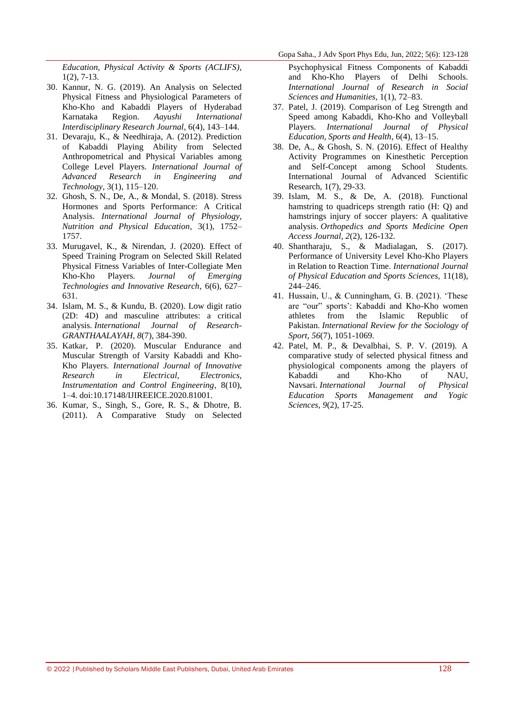*Education, Physical Activity & Sports (ACLIFS)*, 1(2), 7-13.

30. Kannur, N. G. (2019). An Analysis on Selected Physical Fitness and Physiological Parameters of Kho-Kho and Kabaddi Players of Hyderabad Karnataka Region. *Aayushi International Interdisciplinary Research Journal*, 6(4), 143–144.
31. Devaraju, K., & Needhiraja, A. (2012). Prediction of Kabaddi Playing Ability from Selected Anthropometrical and Physical Variables among College Level Players. *International Journal of Advanced Research in Engineering and Technology*, 3(1), 115–120.
32. Ghosh, S. N., De, A., & Mondal, S. (2018). Stress Hormones and Sports Performance: A Critical Analysis. *International Journal of Physiology, Nutrition and Physical Education*, 3(1), 1752–1757.
33. Murugavel, K., & Nirendan, J. (2020). Effect of Speed Training Program on Selected Skill Related Physical Fitness Variables of Inter-Collegiate Men Kho-Kho Players. *Journal of Emerging Technologies and Innovative Research*, 6(6), 627–631.
34. Islam, M. S., & Kundu, B. (2020). Low digit ratio (2D: 4D) and masculine attributes: a critical analysis. *International Journal of Research-GRANTHAALAYAH*, *8*(7), 384-390.
35. Katkar, P. (2020). Muscular Endurance and Muscular Strength of Varsity Kabaddi and Kho-Kho Players. *International Journal of Innovative Research in Electrical, Electronics, Instrumentation and Control Engineering*, 8(10), 1–4. doi:10.17148/IJIREEICE.2020.81001.
36. Kumar, S., Singh, S., Gore, R. S., & Dhotre, B. (2011). A Comparative Study on Selected Psychophysical Fitness Components of Kabaddi and Kho-Kho Players of Delhi Schools. *International Journal of Research in Social Sciences and Humanities*, 1(1), 72–83.
37. Patel, J. (2019). Comparison of Leg Strength and Speed among Kabaddi, Kho-Kho and Volleyball Players. *International Journal of Physical Education, Sports and Health*, 6(4), 13–15.
38. De, A., & Ghosh, S. N. (2016). Effect of Healthy Activity Programmes on Kinesthetic Perception and Self-Concept among School Students. International Journal of Advanced Scientific Research, 1(7), 29-33.
39. Islam, M. S., & De, A. (2018). Functional hamstring to quadriceps strength ratio (H: Q) and hamstrings injury of soccer players: A qualitative analysis. *Orthopedics and Sports Medicine Open Access Journal*, *2*(2), 126-132.
40. Shantharaju, S., & Madialagan, S. (2017). Performance of University Level Kho-Kho Players in Relation to Reaction Time. *International Journal of Physical Education and Sports Sciences,* 11(18), 244–246.
41. Hussain, U., & Cunningham, G. B. (2021). 'These are "our" sports': Kabaddi and Kho-Kho women athletes from the Islamic Republic of Pakistan. *International Review for the Sociology of Sport*, *56*(7), 1051-1069.
42. Patel, M. P., & Devalbhai, S. P. V. (2019). A comparative study of selected physical fitness and physiological components among the players of Kabaddi and Kho-Kho of NAU, Navsari. *International Journal of Physical Education Sports Management and Yogic Sciences*, *9*(2), 17-25.